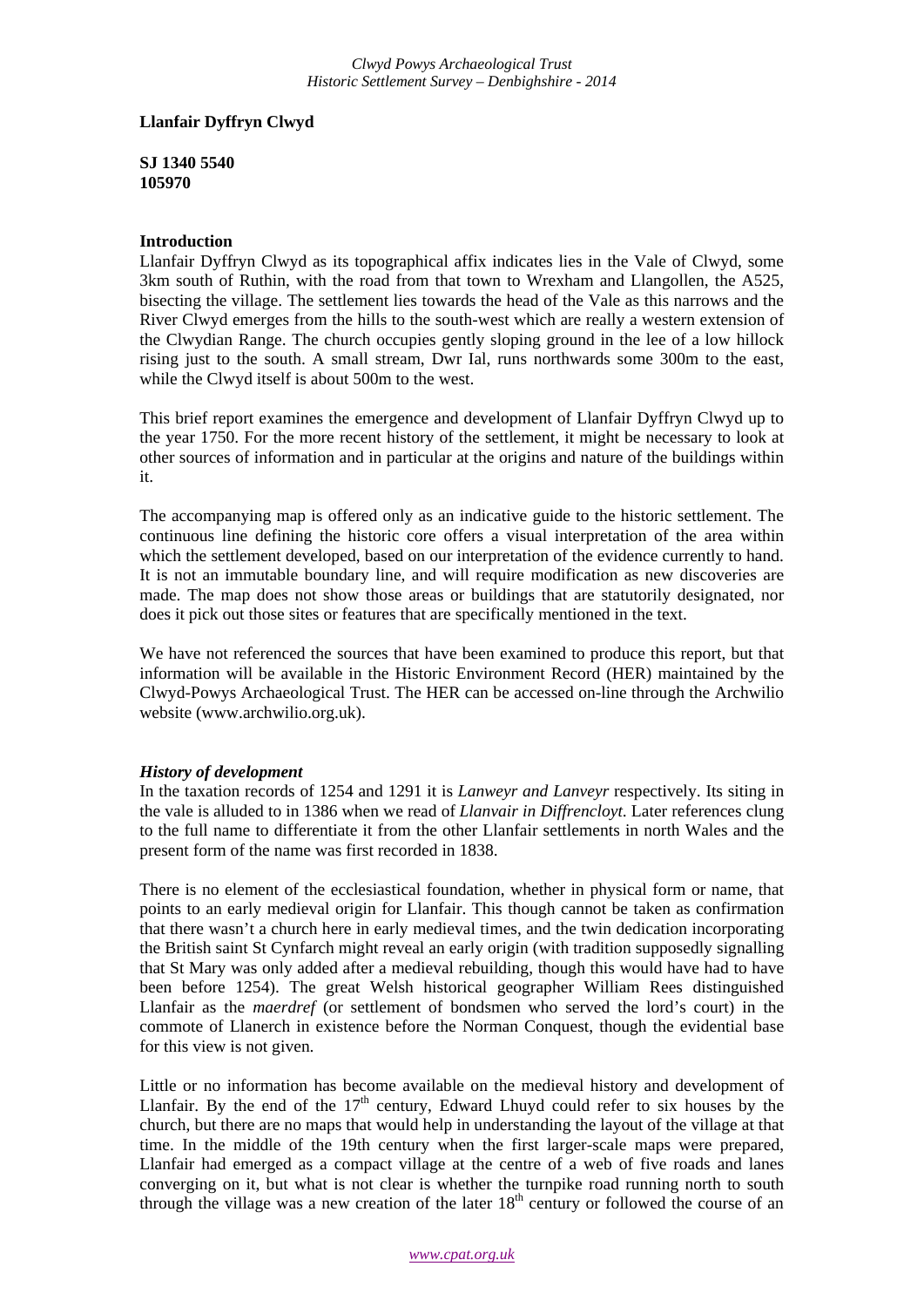**Llanfair Dyffryn Clwyd**

**SJ 1340 5540**
**105970**

**Introduction**

Llanfair Dyffryn Clwyd as its topographical affix indicates lies in the Vale of Clwyd, some 3km south of Ruthin, with the road from that town to Wrexham and Llangollen, the A525, bisecting the village. The settlement lies towards the head of the Vale as this narrows and the River Clwyd emerges from the hills to the south-west which are really a western extension of the Clwydian Range. The church occupies gently sloping ground in the lee of a low hillock rising just to the south. A small stream, Dwr Ial, runs northwards some 300m to the east, while the Clwyd itself is about 500m to the west.

This brief report examines the emergence and development of Llanfair Dyffryn Clwyd up to the year 1750. For the more recent history of the settlement, it might be necessary to look at other sources of information and in particular at the origins and nature of the buildings within it.

The accompanying map is offered only as an indicative guide to the historic settlement. The continuous line defining the historic core offers a visual interpretation of the area within which the settlement developed, based on our interpretation of the evidence currently to hand. It is not an immutable boundary line, and will require modification as new discoveries are made. The map does not show those areas or buildings that are statutorily designated, nor does it pick out those sites or features that are specifically mentioned in the text.

We have not referenced the sources that have been examined to produce this report, but that information will be available in the Historic Environment Record (HER) maintained by the Clwyd-Powys Archaeological Trust. The HER can be accessed on-line through the Archwilio website (www.archwilio.org.uk).

***History of development***

In the taxation records of 1254 and 1291 it is *Lanweyr and Lanveyr* respectively. Its siting in the vale is alluded to in 1386 when we read of *Llanvair in Diffrencloyt*. Later references clung to the full name to differentiate it from the other Llanfair settlements in north Wales and the present form of the name was first recorded in 1838.

There is no element of the ecclesiastical foundation, whether in physical form or name, that points to an early medieval origin for Llanfair. This though cannot be taken as confirmation that there wasn't a church here in early medieval times, and the twin dedication incorporating the British saint St Cynfarch might reveal an early origin (with tradition supposedly signalling that St Mary was only added after a medieval rebuilding, though this would have had to have been before 1254). The great Welsh historical geographer William Rees distinguished Llanfair as the *maerdref* (or settlement of bondsmen who served the lord's court) in the commote of Llanerch in existence before the Norman Conquest, though the evidential base for this view is not given.

Little or no information has become available on the medieval history and development of Llanfair. By the end of the 17th century, Edward Lhuyd could refer to six houses by the church, but there are no maps that would help in understanding the layout of the village at that time. In the middle of the 19th century when the first larger-scale maps were prepared, Llanfair had emerged as a compact village at the centre of a web of five roads and lanes converging on it, but what is not clear is whether the turnpike road running north to south through the village was a new creation of the later 18th century or followed the course of an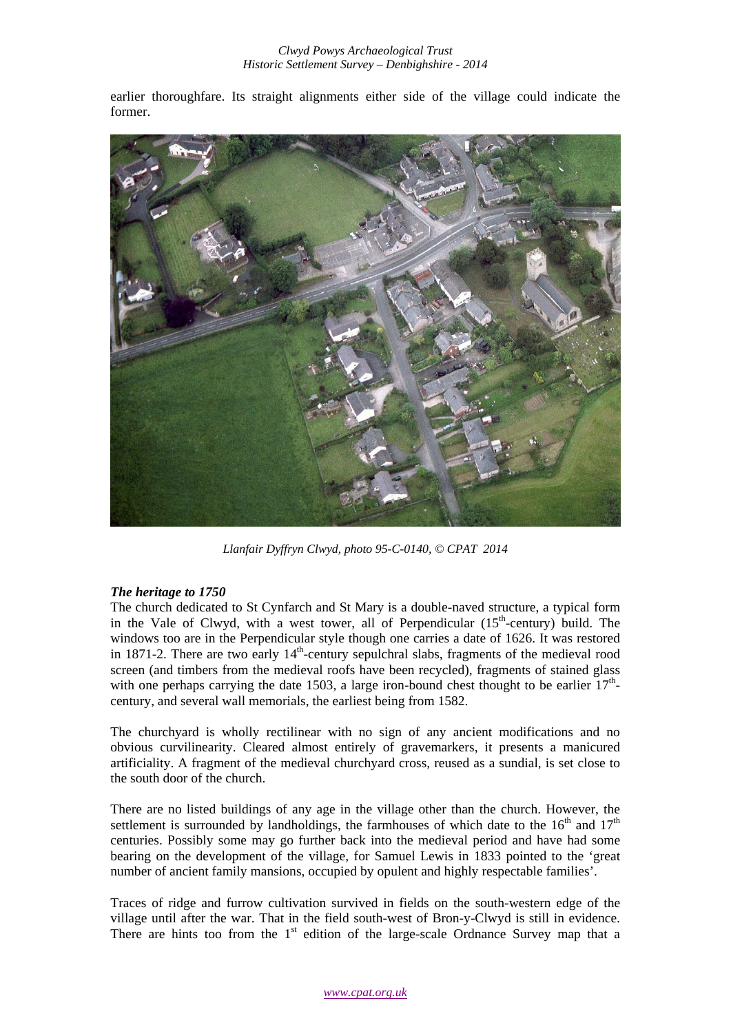earlier thoroughfare. Its straight alignments either side of the village could indicate the former.

*Llanfair Dyffryn Clwyd, photo 95-C-0140, © CPAT 2014*

### *The heritage to 1750*

The church dedicated to St Cynfarch and St Mary is a double-naved structure, a typical form in the Vale of Clwyd, with a west tower, all of Perpendicular (15th-century) build. The windows too are in the Perpendicular style though one carries a date of 1626. It was restored in 1871-2. There are two early 14th-century sepulchral slabs, fragments of the medieval rood screen (and timbers from the medieval roofs have been recycled), fragments of stained glass with one perhaps carrying the date 1503, a large iron-bound chest thought to be earlier 17th-century, and several wall memorials, the earliest being from 1582.

The churchyard is wholly rectilinear with no sign of any ancient modifications and no obvious curvilinearity. Cleared almost entirely of gravemarkers, it presents a manicured artificiality. A fragment of the medieval churchyard cross, reused as a sundial, is set close to the south door of the church.

There are no listed buildings of any age in the village other than the church. However, the settlement is surrounded by landholdings, the farmhouses of which date to the 16th and 17th centuries. Possibly some may go further back into the medieval period and have had some bearing on the development of the village, for Samuel Lewis in 1833 pointed to the 'great number of ancient family mansions, occupied by opulent and highly respectable families'.

Traces of ridge and furrow cultivation survived in fields on the south-western edge of the village until after the war. That in the field south-west of Bron-y-Clwyd is still in evidence. There are hints too from the 1st edition of the large-scale Ordnance Survey map that a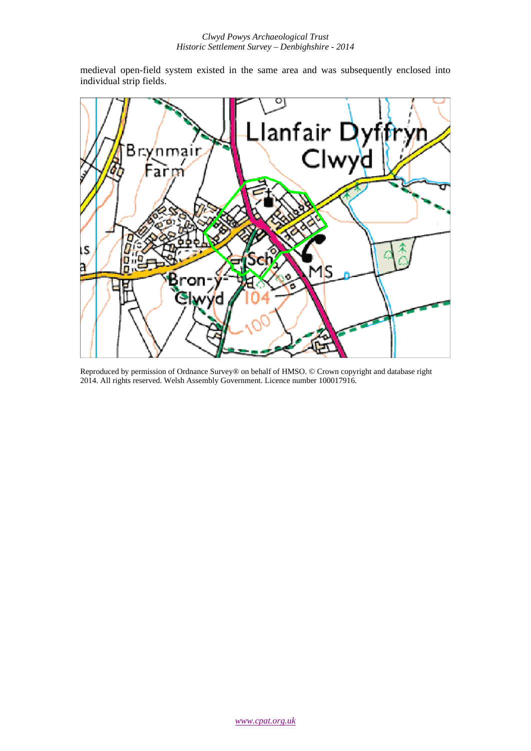medieval open-field system existed in the same area and was subsequently enclosed into individual strip fields.

Reproduced by permission of Ordnance Survey® on behalf of HMSO. © Crown copyright and database right 2014. All rights reserved. Welsh Assembly Government. Licence number 100017916.